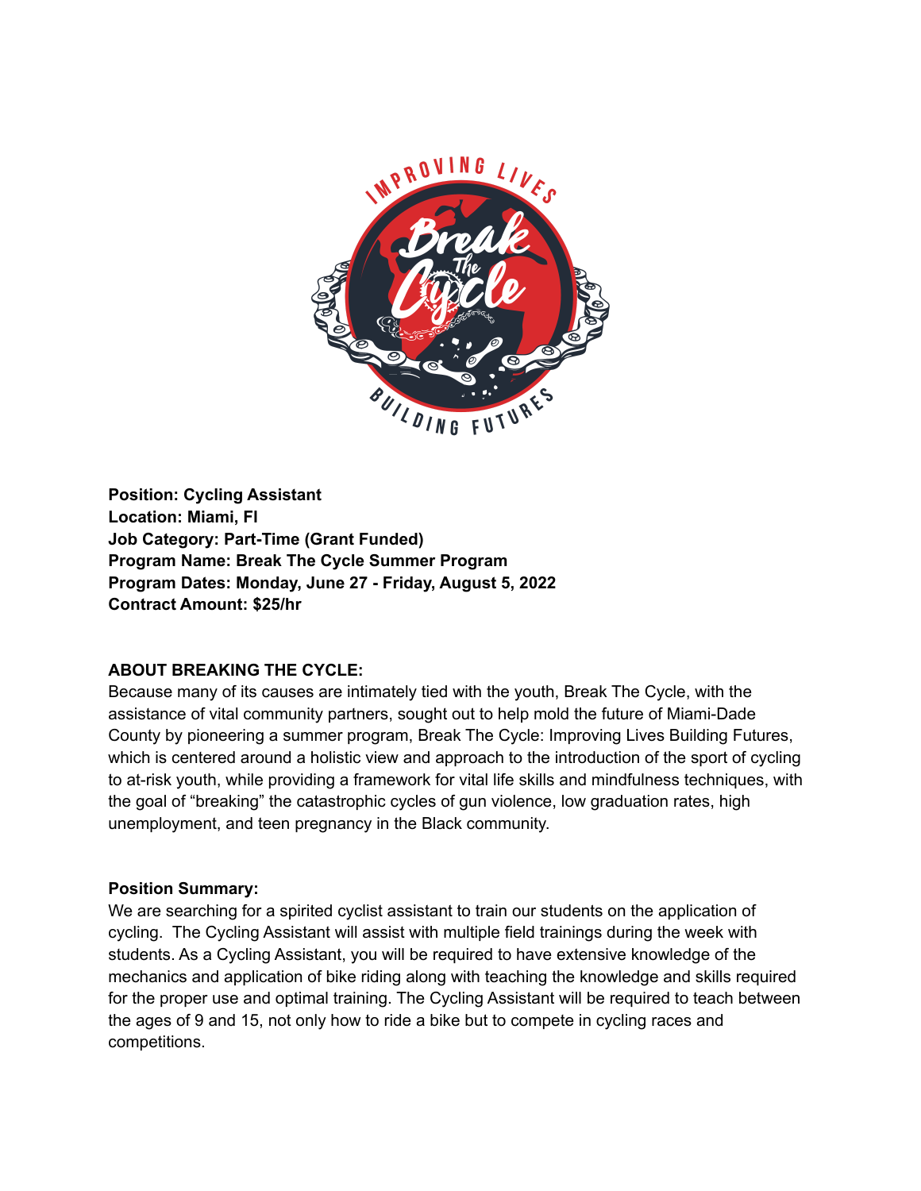**Position: Cycling Assistant**
**Location: Miami, Fl**
**Job Category: Part-Time (Grant Funded)**
**Program Name: Break The Cycle Summer Program**
**Program Dates: Monday, June 27 - Friday, August 5, 2022**
**Contract Amount: $25/hr**

**ABOUT BREAKING THE CYCLE:**

Because many of its causes are intimately tied with the youth, Break The Cycle, with the assistance of vital community partners, sought out to help mold the future of Miami-Dade County by pioneering a summer program, Break The Cycle: Improving Lives Building Futures, which is centered around a holistic view and approach to the introduction of the sport of cycling to at-risk youth, while providing a framework for vital life skills and mindfulness techniques, with the goal of "breaking" the catastrophic cycles of gun violence, low graduation rates, high unemployment, and teen pregnancy in the Black community.

**Position Summary:**

We are searching for a spirited cyclist assistant to train our students on the application of cycling. The Cycling Assistant will assist with multiple field trainings during the week with students. As a Cycling Assistant, you will be required to have extensive knowledge of the mechanics and application of bike riding along with teaching the knowledge and skills required for the proper use and optimal training. The Cycling Assistant will be required to teach between the ages of 9 and 15, not only how to ride a bike but to compete in cycling races and competitions.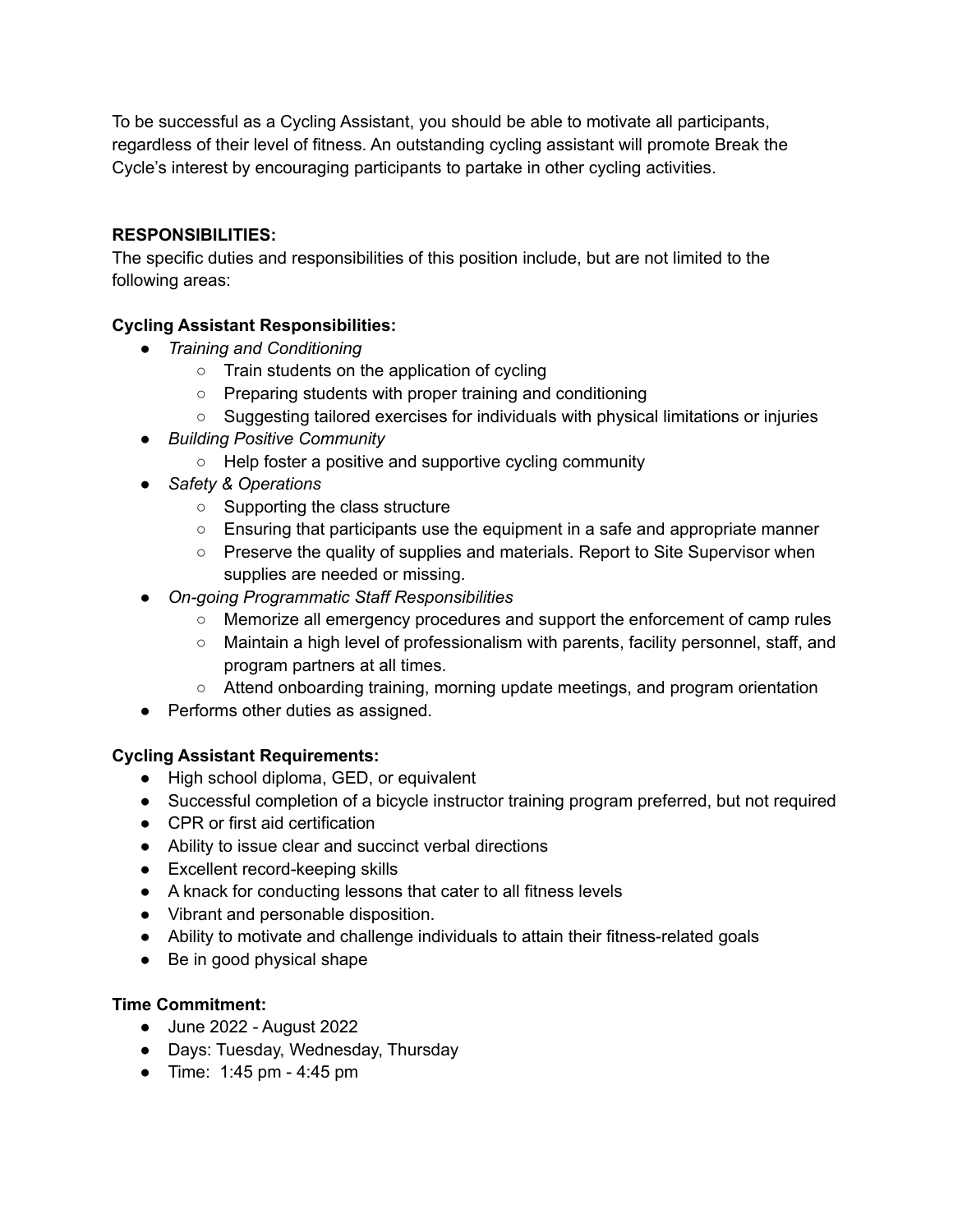To be successful as a Cycling Assistant, you should be able to motivate all participants, regardless of their level of fitness. An outstanding cycling assistant will promote Break the Cycle's interest by encouraging participants to partake in other cycling activities.

**RESPONSIBILITIES:**

The specific duties and responsibilities of this position include, but are not limited to the following areas:

**Cycling Assistant Responsibilities:**

- *Training and Conditioning*
  - Train students on the application of cycling
  - Preparing students with proper training and conditioning
  - Suggesting tailored exercises for individuals with physical limitations or injuries
- *Building Positive Community*
  - Help foster a positive and supportive cycling community
- *Safety & Operations*
  - Supporting the class structure
  - Ensuring that participants use the equipment in a safe and appropriate manner
  - Preserve the quality of supplies and materials. Report to Site Supervisor when supplies are needed or missing.
- *On-going Programmatic Staff Responsibilities*
  - Memorize all emergency procedures and support the enforcement of camp rules
  - Maintain a high level of professionalism with parents, facility personnel, staff, and program partners at all times.
  - Attend onboarding training, morning update meetings, and program orientation
- Performs other duties as assigned.

**Cycling Assistant Requirements:**

- High school diploma, GED, or equivalent
- Successful completion of a bicycle instructor training program preferred, but not required
- CPR or first aid certification
- Ability to issue clear and succinct verbal directions
- Excellent record-keeping skills
- A knack for conducting lessons that cater to all fitness levels
- Vibrant and personable disposition.
- Ability to motivate and challenge individuals to attain their fitness-related goals
- Be in good physical shape

**Time Commitment:**

- June 2022 - August 2022
- Days: Tuesday, Wednesday, Thursday
- Time: 1:45 pm - 4:45 pm